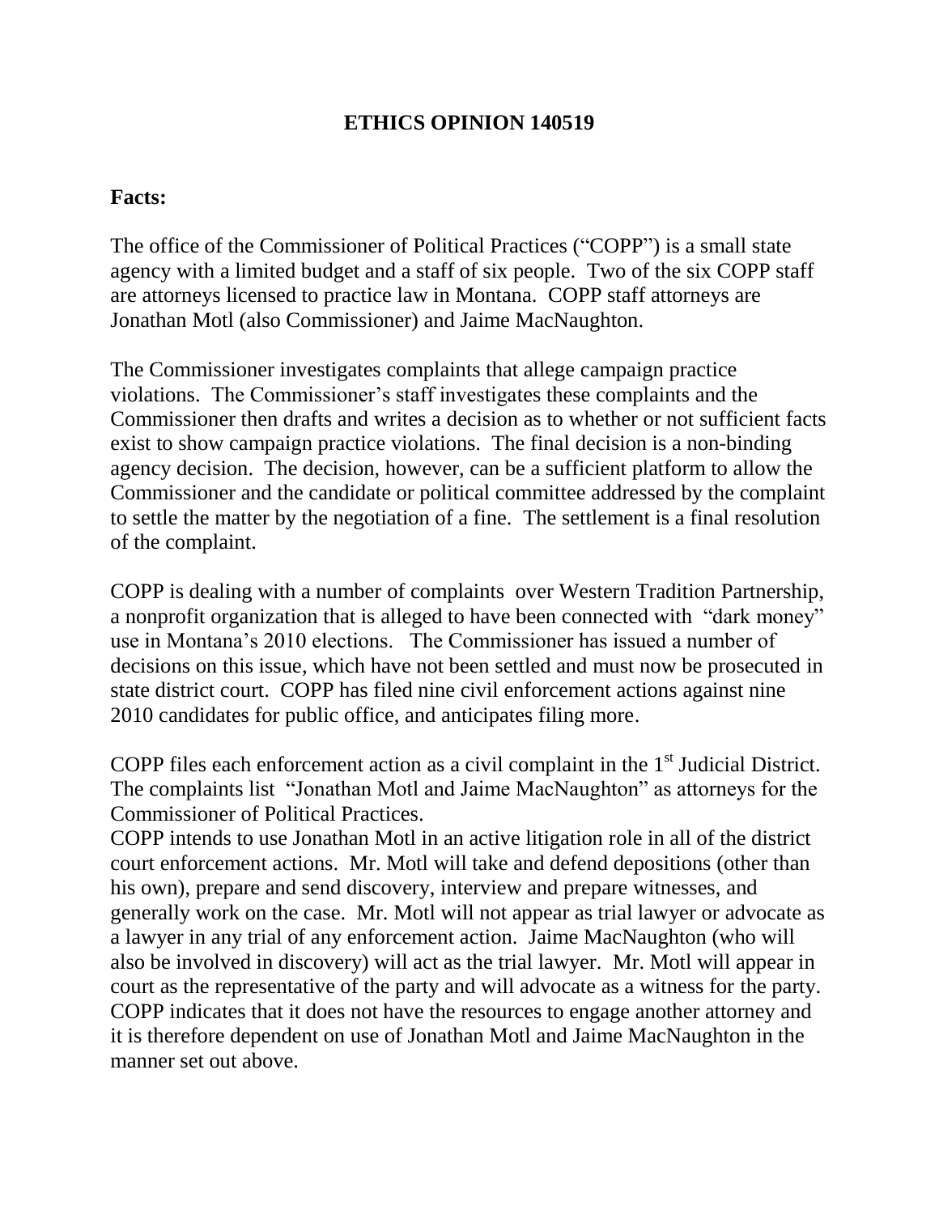# ETHICS OPINION 140519

## Facts:

The office of the Commissioner of Political Practices ("COPP") is a small state agency with a limited budget and a staff of six people. Two of the six COPP staff are attorneys licensed to practice law in Montana. COPP staff attorneys are Jonathan Motl (also Commissioner) and Jaime MacNaughton.

The Commissioner investigates complaints that allege campaign practice violations. The Commissioner's staff investigates these complaints and the Commissioner then drafts and writes a decision as to whether or not sufficient facts exist to show campaign practice violations. The final decision is a non-binding agency decision. The decision, however, can be a sufficient platform to allow the Commissioner and the candidate or political committee addressed by the complaint to settle the matter by the negotiation of a fine. The settlement is a final resolution of the complaint.

COPP is dealing with a number of complaints over Western Tradition Partnership, a nonprofit organization that is alleged to have been connected with "dark money" use in Montana's 2010 elections. The Commissioner has issued a number of decisions on this issue, which have not been settled and must now be prosecuted in state district court. COPP has filed nine civil enforcement actions against nine 2010 candidates for public office, and anticipates filing more.

COPP files each enforcement action as a civil complaint in the 1st Judicial District. The complaints list "Jonathan Motl and Jaime MacNaughton" as attorneys for the Commissioner of Political Practices.

COPP intends to use Jonathan Motl in an active litigation role in all of the district court enforcement actions. Mr. Motl will take and defend depositions (other than his own), prepare and send discovery, interview and prepare witnesses, and generally work on the case. Mr. Motl will not appear as trial lawyer or advocate as a lawyer in any trial of any enforcement action. Jaime MacNaughton (who will also be involved in discovery) will act as the trial lawyer. Mr. Motl will appear in court as the representative of the party and will advocate as a witness for the party. COPP indicates that it does not have the resources to engage another attorney and it is therefore dependent on use of Jonathan Motl and Jaime MacNaughton in the manner set out above.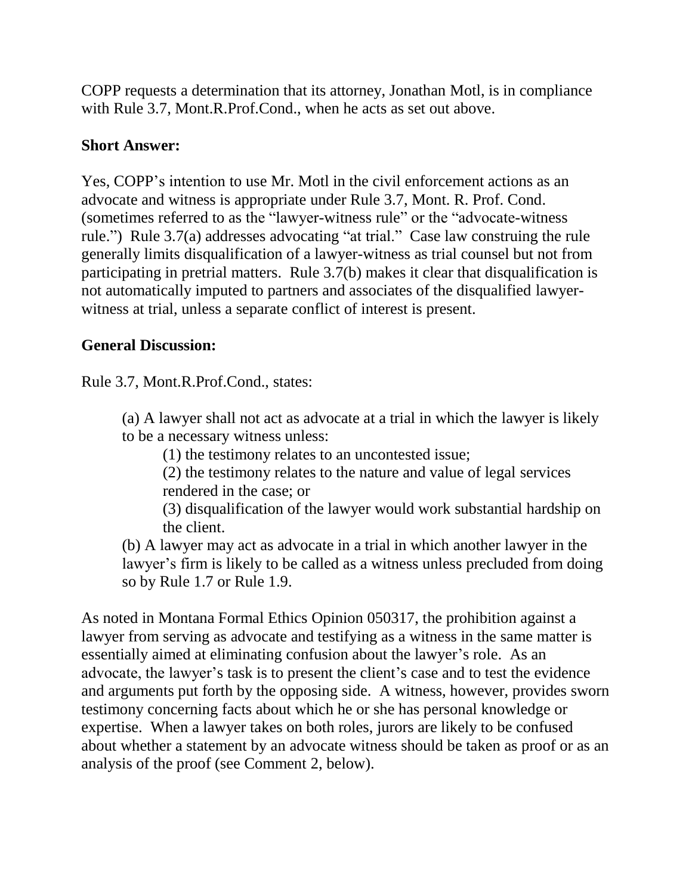COPP requests a determination that its attorney, Jonathan Motl, is in compliance with Rule 3.7, Mont.R.Prof.Cond., when he acts as set out above.

**Short Answer:**

Yes, COPP's intention to use Mr. Motl in the civil enforcement actions as an advocate and witness is appropriate under Rule 3.7, Mont. R. Prof. Cond. (sometimes referred to as the "lawyer-witness rule" or the "advocate-witness rule.") Rule 3.7(a) addresses advocating "at trial." Case law construing the rule generally limits disqualification of a lawyer-witness as trial counsel but not from participating in pretrial matters. Rule 3.7(b) makes it clear that disqualification is not automatically imputed to partners and associates of the disqualified lawyer-witness at trial, unless a separate conflict of interest is present.

**General Discussion:**

Rule 3.7, Mont.R.Prof.Cond., states:

> (a) A lawyer shall not act as advocate at a trial in which the lawyer is likely to be a necessary witness unless:
>
> (1) the testimony relates to an uncontested issue;
>
> (2) the testimony relates to the nature and value of legal services rendered in the case; or
>
> (3) disqualification of the lawyer would work substantial hardship on the client.
>
> (b) A lawyer may act as advocate in a trial in which another lawyer in the lawyer's firm is likely to be called as a witness unless precluded from doing so by Rule 1.7 or Rule 1.9.

As noted in Montana Formal Ethics Opinion 050317, the prohibition against a lawyer from serving as advocate and testifying as a witness in the same matter is essentially aimed at eliminating confusion about the lawyer's role. As an advocate, the lawyer's task is to present the client's case and to test the evidence and arguments put forth by the opposing side. A witness, however, provides sworn testimony concerning facts about which he or she has personal knowledge or expertise. When a lawyer takes on both roles, jurors are likely to be confused about whether a statement by an advocate witness should be taken as proof or as an analysis of the proof (see Comment 2, below).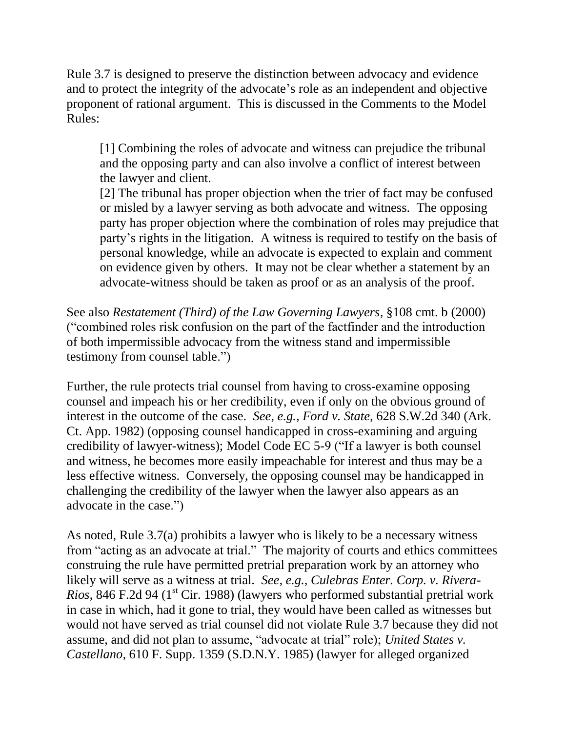Rule 3.7 is designed to preserve the distinction between advocacy and evidence and to protect the integrity of the advocate's role as an independent and objective proponent of rational argument. This is discussed in the Comments to the Model Rules:

> [1] Combining the roles of advocate and witness can prejudice the tribunal and the opposing party and can also involve a conflict of interest between the lawyer and client.
> [2] The tribunal has proper objection when the trier of fact may be confused or misled by a lawyer serving as both advocate and witness. The opposing party has proper objection where the combination of roles may prejudice that party's rights in the litigation. A witness is required to testify on the basis of personal knowledge, while an advocate is expected to explain and comment on evidence given by others. It may not be clear whether a statement by an advocate-witness should be taken as proof or as an analysis of the proof.

See also *Restatement (Third) of the Law Governing Lawyers,* §108 cmt. b (2000) ("combined roles risk confusion on the part of the factfinder and the introduction of both impermissible advocacy from the witness stand and impermissible testimony from counsel table.")

Further, the rule protects trial counsel from having to cross-examine opposing counsel and impeach his or her credibility, even if only on the obvious ground of interest in the outcome of the case. *See, e.g., Ford v. State,* 628 S.W.2d 340 (Ark. Ct. App. 1982) (opposing counsel handicapped in cross-examining and arguing credibility of lawyer-witness); Model Code EC 5-9 ("If a lawyer is both counsel and witness, he becomes more easily impeachable for interest and thus may be a less effective witness. Conversely, the opposing counsel may be handicapped in challenging the credibility of the lawyer when the lawyer also appears as an advocate in the case.")

As noted, Rule 3.7(a) prohibits a lawyer who is likely to be a necessary witness from "acting as an advocate at trial." The majority of courts and ethics committees construing the rule have permitted pretrial preparation work by an attorney who likely will serve as a witness at trial. *See, e.g., Culebras Enter. Corp. v. Rivera-Rios,* 846 F.2d 94 (1st Cir. 1988) (lawyers who performed substantial pretrial work in case in which, had it gone to trial, they would have been called as witnesses but would not have served as trial counsel did not violate Rule 3.7 because they did not assume, and did not plan to assume, "advocate at trial" role); *United States v. Castellano,* 610 F. Supp. 1359 (S.D.N.Y. 1985) (lawyer for alleged organized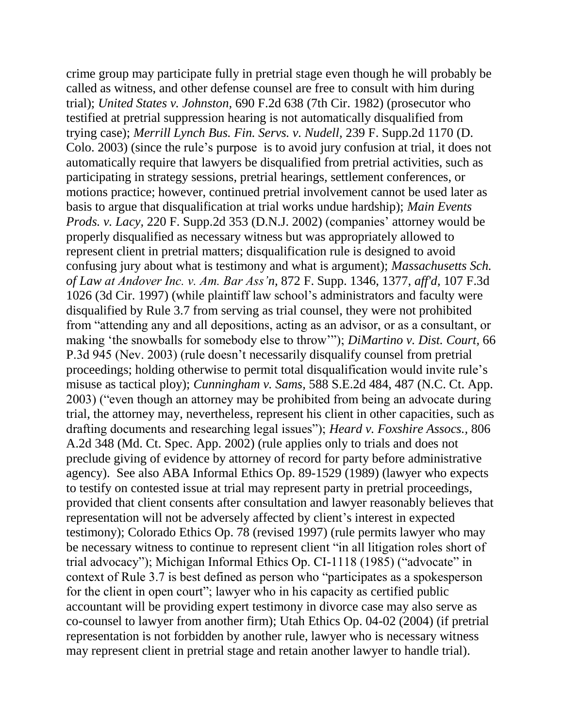crime group may participate fully in pretrial stage even though he will probably be called as witness, and other defense counsel are free to consult with him during trial); *United States v. Johnston,* 690 F.2d 638 (7th Cir. 1982) (prosecutor who testified at pretrial suppression hearing is not automatically disqualified from trying case); *Merrill Lynch Bus. Fin. Servs. v. Nudell,* 239 F. Supp.2d 1170 (D. Colo. 2003) (since the rule's purpose is to avoid jury confusion at trial, it does not automatically require that lawyers be disqualified from pretrial activities, such as participating in strategy sessions, pretrial hearings, settlement conferences, or motions practice; however, continued pretrial involvement cannot be used later as basis to argue that disqualification at trial works undue hardship); *Main Events Prods. v. Lacy,* 220 F. Supp.2d 353 (D.N.J. 2002) (companies' attorney would be properly disqualified as necessary witness but was appropriately allowed to represent client in pretrial matters; disqualification rule is designed to avoid confusing jury about what is testimony and what is argument); *Massachusetts Sch. of Law at Andover Inc. v. Am. Bar Ass'n,* 872 F. Supp. 1346, 1377, *aff'd,* 107 F.3d 1026 (3d Cir. 1997) (while plaintiff law school's administrators and faculty were disqualified by Rule 3.7 from serving as trial counsel, they were not prohibited from "attending any and all depositions, acting as an advisor, or as a consultant, or making 'the snowballs for somebody else to throw'"); *DiMartino v. Dist. Court,* 66 P.3d 945 (Nev. 2003) (rule doesn't necessarily disqualify counsel from pretrial proceedings; holding otherwise to permit total disqualification would invite rule's misuse as tactical ploy); *Cunningham v. Sams,* 588 S.E.2d 484, 487 (N.C. Ct. App. 2003) ("even though an attorney may be prohibited from being an advocate during trial, the attorney may, nevertheless, represent his client in other capacities, such as drafting documents and researching legal issues"); *Heard v. Foxshire Assocs.,* 806 A.2d 348 (Md. Ct. Spec. App. 2002) (rule applies only to trials and does not preclude giving of evidence by attorney of record for party before administrative agency). See also ABA Informal Ethics Op. 89-1529 (1989) (lawyer who expects to testify on contested issue at trial may represent party in pretrial proceedings, provided that client consents after consultation and lawyer reasonably believes that representation will not be adversely affected by client's interest in expected testimony); Colorado Ethics Op. 78 (revised 1997) (rule permits lawyer who may be necessary witness to continue to represent client "in all litigation roles short of trial advocacy"); Michigan Informal Ethics Op. CI-1118 (1985) ("advocate" in context of Rule 3.7 is best defined as person who "participates as a spokesperson for the client in open court"; lawyer who in his capacity as certified public accountant will be providing expert testimony in divorce case may also serve as co-counsel to lawyer from another firm); Utah Ethics Op. 04-02 (2004) (if pretrial representation is not forbidden by another rule, lawyer who is necessary witness may represent client in pretrial stage and retain another lawyer to handle trial).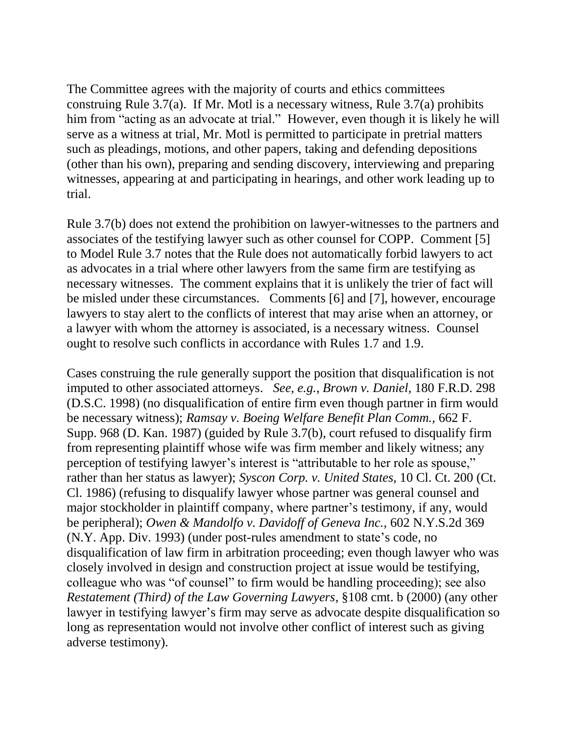The Committee agrees with the majority of courts and ethics committees construing Rule 3.7(a). If Mr. Motl is a necessary witness, Rule 3.7(a) prohibits him from "acting as an advocate at trial." However, even though it is likely he will serve as a witness at trial, Mr. Motl is permitted to participate in pretrial matters such as pleadings, motions, and other papers, taking and defending depositions (other than his own), preparing and sending discovery, interviewing and preparing witnesses, appearing at and participating in hearings, and other work leading up to trial.

Rule 3.7(b) does not extend the prohibition on lawyer-witnesses to the partners and associates of the testifying lawyer such as other counsel for COPP. Comment [5] to Model Rule 3.7 notes that the Rule does not automatically forbid lawyers to act as advocates in a trial where other lawyers from the same firm are testifying as necessary witnesses. The comment explains that it is unlikely the trier of fact will be misled under these circumstances. Comments [6] and [7], however, encourage lawyers to stay alert to the conflicts of interest that may arise when an attorney, or a lawyer with whom the attorney is associated, is a necessary witness. Counsel ought to resolve such conflicts in accordance with Rules 1.7 and 1.9.

Cases construing the rule generally support the position that disqualification is not imputed to other associated attorneys. *See, e.g., Brown v. Daniel,* 180 F.R.D. 298 (D.S.C. 1998) (no disqualification of entire firm even though partner in firm would be necessary witness); *Ramsay v. Boeing Welfare Benefit Plan Comm.,* 662 F. Supp. 968 (D. Kan. 1987) (guided by Rule 3.7(b), court refused to disqualify firm from representing plaintiff whose wife was firm member and likely witness; any perception of testifying lawyer's interest is "attributable to her role as spouse," rather than her status as lawyer); *Syscon Corp. v. United States,* 10 Cl. Ct. 200 (Ct. Cl. 1986) (refusing to disqualify lawyer whose partner was general counsel and major stockholder in plaintiff company, where partner's testimony, if any, would be peripheral); *Owen & Mandolfo v. Davidoff of Geneva Inc.,* 602 N.Y.S.2d 369 (N.Y. App. Div. 1993) (under post-rules amendment to state's code, no disqualification of law firm in arbitration proceeding; even though lawyer who was closely involved in design and construction project at issue would be testifying, colleague who was "of counsel" to firm would be handling proceeding); see also *Restatement (Third) of the Law Governing Lawyers,* §108 cmt. b (2000) (any other lawyer in testifying lawyer's firm may serve as advocate despite disqualification so long as representation would not involve other conflict of interest such as giving adverse testimony).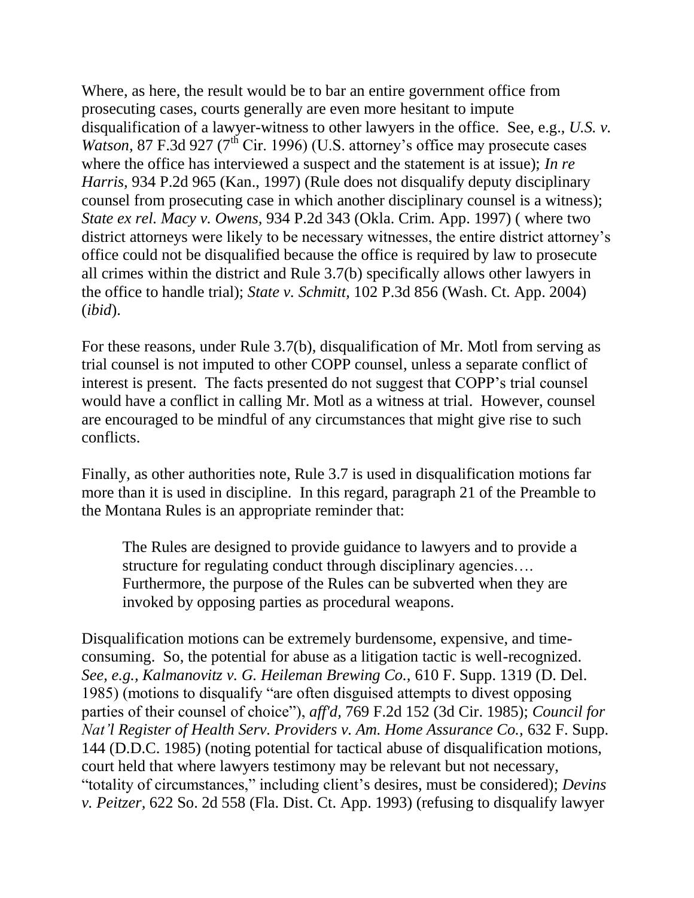Where, as here, the result would be to bar an entire government office from prosecuting cases, courts generally are even more hesitant to impute disqualification of a lawyer-witness to other lawyers in the office. See, e.g., *U.S. v. Watson,* 87 F.3d 927 (7th Cir. 1996) (U.S. attorney's office may prosecute cases where the office has interviewed a suspect and the statement is at issue); *In re Harris,* 934 P.2d 965 (Kan., 1997) (Rule does not disqualify deputy disciplinary counsel from prosecuting case in which another disciplinary counsel is a witness); *State ex rel. Macy v. Owens,* 934 P.2d 343 (Okla. Crim. App. 1997) ( where two district attorneys were likely to be necessary witnesses, the entire district attorney's office could not be disqualified because the office is required by law to prosecute all crimes within the district and Rule 3.7(b) specifically allows other lawyers in the office to handle trial); *State v. Schmitt,* 102 P.3d 856 (Wash. Ct. App. 2004) (*ibid*).

For these reasons, under Rule 3.7(b), disqualification of Mr. Motl from serving as trial counsel is not imputed to other COPP counsel, unless a separate conflict of interest is present. The facts presented do not suggest that COPP's trial counsel would have a conflict in calling Mr. Motl as a witness at trial. However, counsel are encouraged to be mindful of any circumstances that might give rise to such conflicts.

Finally, as other authorities note, Rule 3.7 is used in disqualification motions far more than it is used in discipline. In this regard, paragraph 21 of the Preamble to the Montana Rules is an appropriate reminder that:

> The Rules are designed to provide guidance to lawyers and to provide a structure for regulating conduct through disciplinary agencies…. Furthermore, the purpose of the Rules can be subverted when they are invoked by opposing parties as procedural weapons.

Disqualification motions can be extremely burdensome, expensive, and time-consuming. So, the potential for abuse as a litigation tactic is well-recognized. *See, e.g., Kalmanovitz v. G. Heileman Brewing Co.,* 610 F. Supp. 1319 (D. Del. 1985) (motions to disqualify "are often disguised attempts to divest opposing parties of their counsel of choice"), *aff'd,* 769 F.2d 152 (3d Cir. 1985); *Council for Nat'l Register of Health Serv. Providers v. Am. Home Assurance Co.,* 632 F. Supp. 144 (D.D.C. 1985) (noting potential for tactical abuse of disqualification motions, court held that where lawyers testimony may be relevant but not necessary, "totality of circumstances," including client's desires, must be considered); *Devins v. Peitzer,* 622 So. 2d 558 (Fla. Dist. Ct. App. 1993) (refusing to disqualify lawyer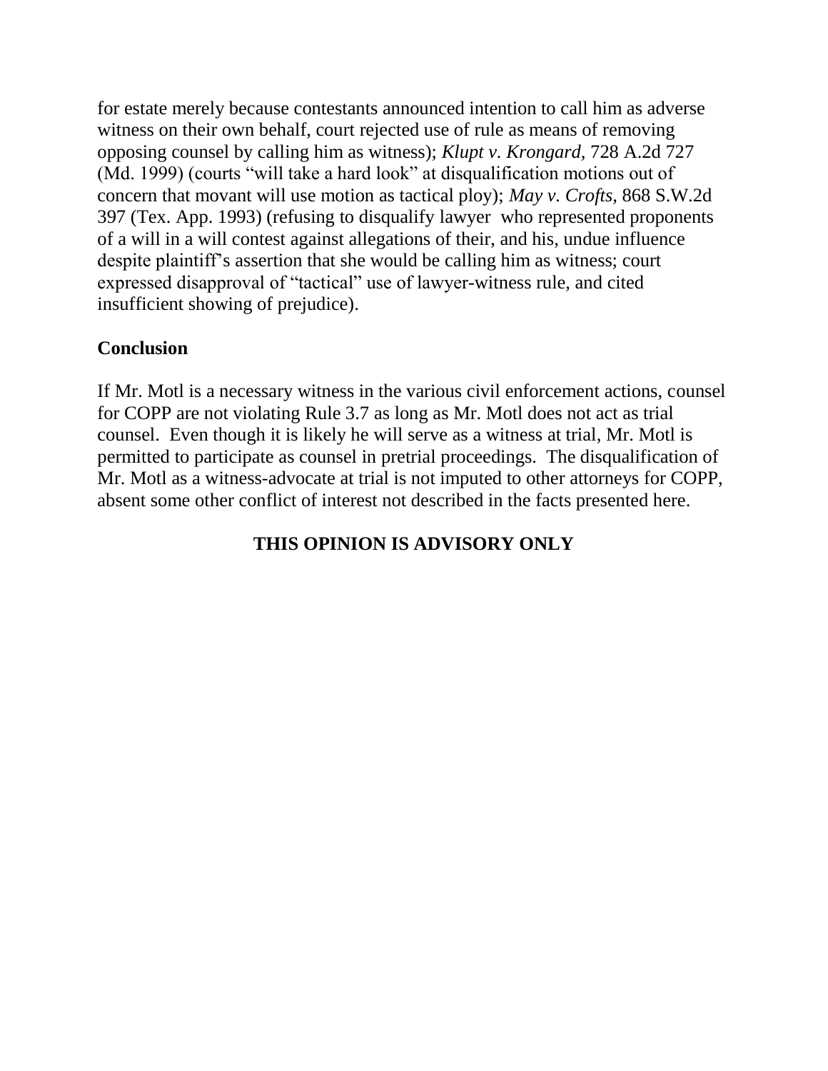for estate merely because contestants announced intention to call him as adverse witness on their own behalf, court rejected use of rule as means of removing opposing counsel by calling him as witness); *Klupt v. Krongard,* 728 A.2d 727 (Md. 1999) (courts "will take a hard look" at disqualification motions out of concern that movant will use motion as tactical ploy); *May v. Crofts,* 868 S.W.2d 397 (Tex. App. 1993) (refusing to disqualify lawyer who represented proponents of a will in a will contest against allegations of their, and his, undue influence despite plaintiff's assertion that she would be calling him as witness; court expressed disapproval of "tactical" use of lawyer-witness rule, and cited insufficient showing of prejudice).

**Conclusion**

If Mr. Motl is a necessary witness in the various civil enforcement actions, counsel for COPP are not violating Rule 3.7 as long as Mr. Motl does not act as trial counsel. Even though it is likely he will serve as a witness at trial, Mr. Motl is permitted to participate as counsel in pretrial proceedings. The disqualification of Mr. Motl as a witness-advocate at trial is not imputed to other attorneys for COPP, absent some other conflict of interest not described in the facts presented here.

**THIS OPINION IS ADVISORY ONLY**